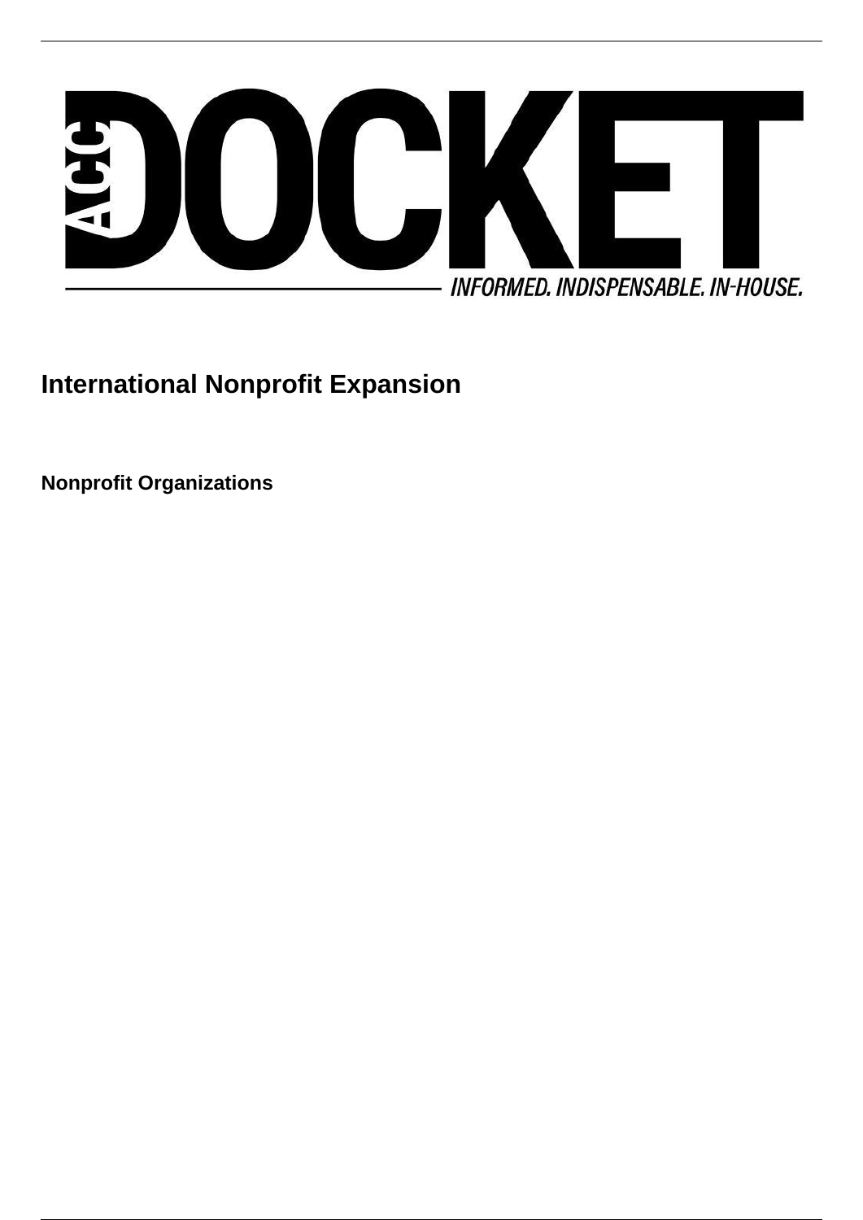# International Nonprofit Expansion

**Nonprofit Organizations**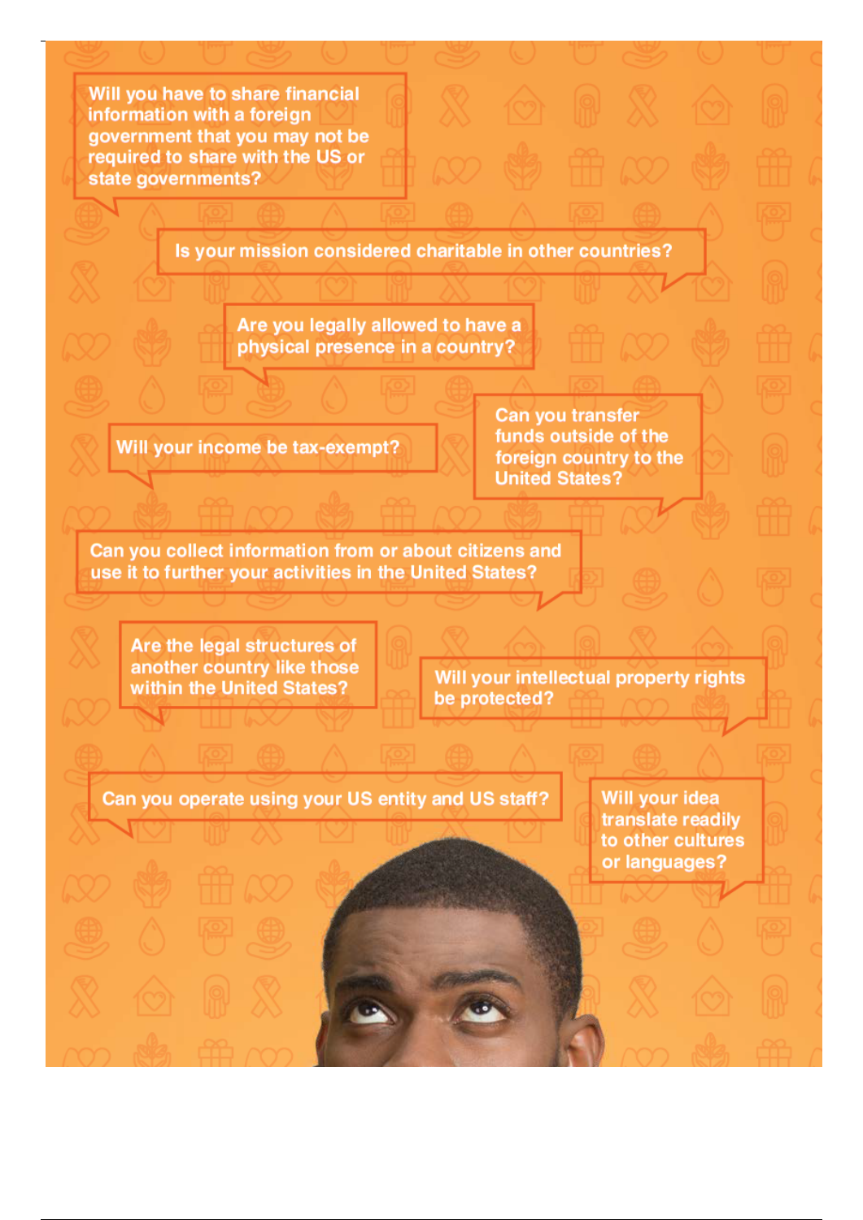Will you have to share financial information with a foreign government that you may not be required to share with the US or state governments?

Is your mission considered charitable in other countries?

Are you legally allowed to have a physical presence in a country?

Will your income be tax-exempt?

Can you transfer funds outside of the foreign country to the United States?

Can you collect information from or about citizens and use it to further your activities in the United States?

Are the legal structures of another country like those within the United States?

Will your intellectual property rights be protected?

Can you operate using your US entity and US staff?

Will your idea translate readily to other cultures or languages?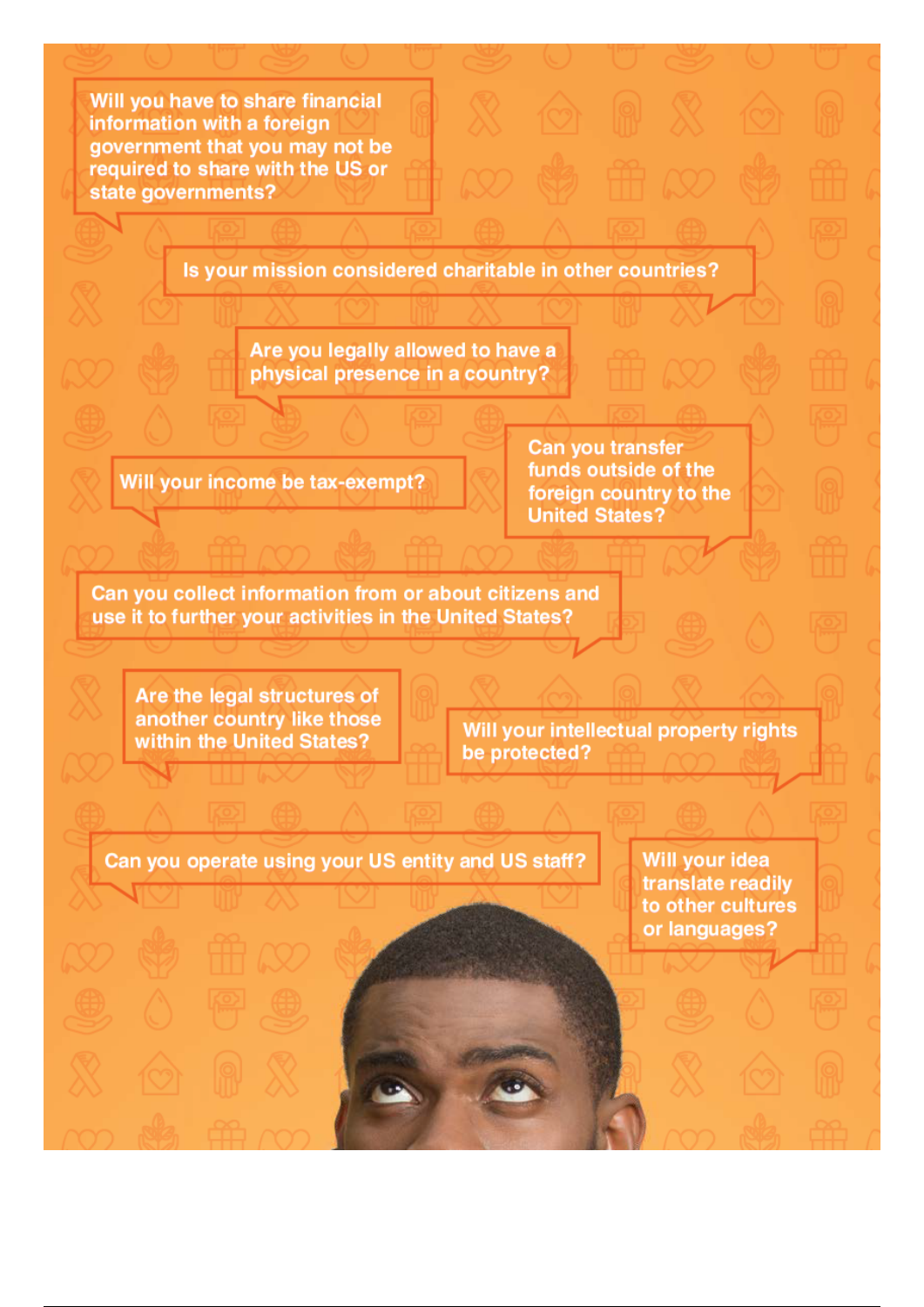Will you have to share financial information with a foreign government that you may not be required to share with the US or state governments?

Is your mission considered charitable in other countries?

Are you legally allowed to have a physical presence in a country?

Will your income be tax-exempt?

Can you transfer funds outside of the foreign country to the United States?

Can you collect information from or about citizens and use it to further your activities in the United States?

Are the legal structures of another country like those within the United States?

Will your intellectual property rights be protected?

Can you operate using your US entity and US staff?

Will your idea translate readily to other cultures or languages?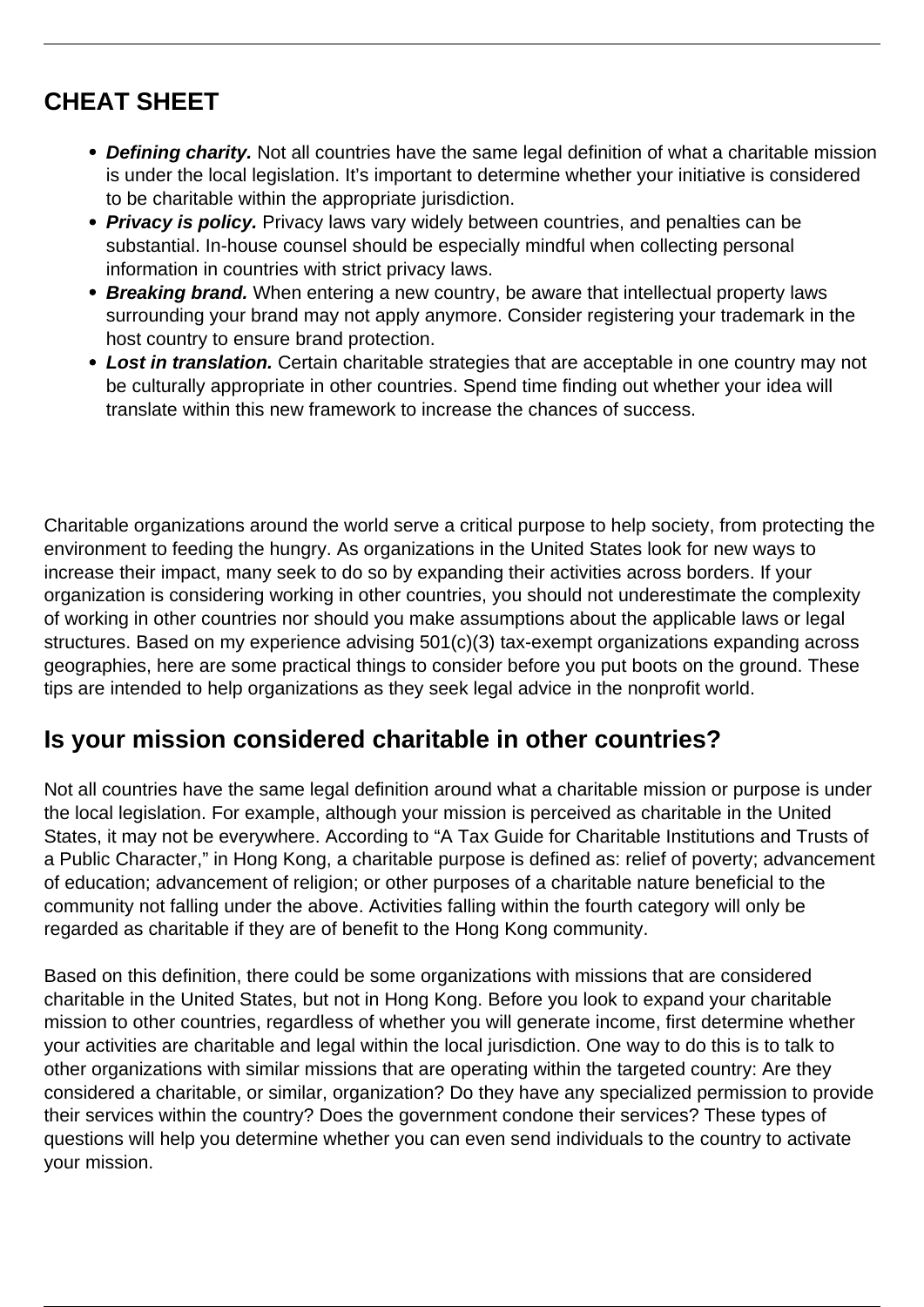## CHEAT SHEET

- ***Defining charity.*** Not all countries have the same legal definition of what a charitable mission is under the local legislation. It's important to determine whether your initiative is considered to be charitable within the appropriate jurisdiction.
- ***Privacy is policy.*** Privacy laws vary widely between countries, and penalties can be substantial. In-house counsel should be especially mindful when collecting personal information in countries with strict privacy laws.
- ***Breaking brand.*** When entering a new country, be aware that intellectual property laws surrounding your brand may not apply anymore. Consider registering your trademark in the host country to ensure brand protection.
- ***Lost in translation.*** Certain charitable strategies that are acceptable in one country may not be culturally appropriate in other countries. Spend time finding out whether your idea will translate within this new framework to increase the chances of success.

Charitable organizations around the world serve a critical purpose to help society, from protecting the environment to feeding the hungry. As organizations in the United States look for new ways to increase their impact, many seek to do so by expanding their activities across borders. If your organization is considering working in other countries, you should not underestimate the complexity of working in other countries nor should you make assumptions about the applicable laws or legal structures. Based on my experience advising 501(c)(3) tax-exempt organizations expanding across geographies, here are some practical things to consider before you put boots on the ground. These tips are intended to help organizations as they seek legal advice in the nonprofit world.

## Is your mission considered charitable in other countries?

Not all countries have the same legal definition around what a charitable mission or purpose is under the local legislation. For example, although your mission is perceived as charitable in the United States, it may not be everywhere. According to "A Tax Guide for Charitable Institutions and Trusts of a Public Character," in Hong Kong, a charitable purpose is defined as: relief of poverty; advancement of education; advancement of religion; or other purposes of a charitable nature beneficial to the community not falling under the above. Activities falling within the fourth category will only be regarded as charitable if they are of benefit to the Hong Kong community.

Based on this definition, there could be some organizations with missions that are considered charitable in the United States, but not in Hong Kong. Before you look to expand your charitable mission to other countries, regardless of whether you will generate income, first determine whether your activities are charitable and legal within the local jurisdiction. One way to do this is to talk to other organizations with similar missions that are operating within the targeted country: Are they considered a charitable, or similar, organization? Do they have any specialized permission to provide their services within the country? Does the government condone their services? These types of questions will help you determine whether you can even send individuals to the country to activate your mission.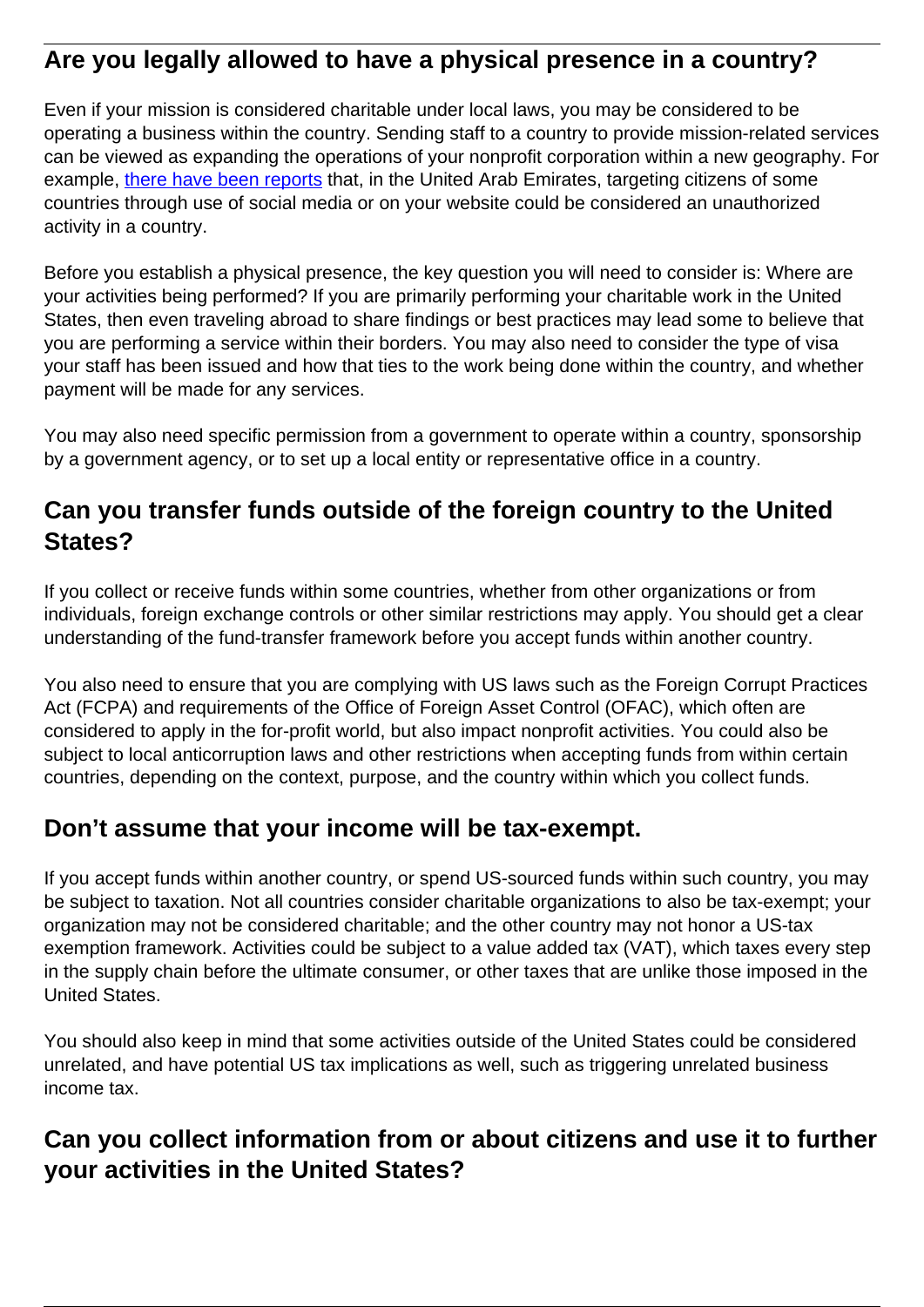## Are you legally allowed to have a physical presence in a country?

Even if your mission is considered charitable under local laws, you may be considered to be operating a business within the country. Sending staff to a country to provide mission-related services can be viewed as expanding the operations of your nonprofit corporation within a new geography. For example, [there have been reports]() that, in the United Arab Emirates, targeting citizens of some countries through use of social media or on your website could be considered an unauthorized activity in a country.

Before you establish a physical presence, the key question you will need to consider is: Where are your activities being performed? If you are primarily performing your charitable work in the United States, then even traveling abroad to share findings or best practices may lead some to believe that you are performing a service within their borders. You may also need to consider the type of visa your staff has been issued and how that ties to the work being done within the country, and whether payment will be made for any services.

You may also need specific permission from a government to operate within a country, sponsorship by a government agency, or to set up a local entity or representative office in a country.

## Can you transfer funds outside of the foreign country to the United States?

If you collect or receive funds within some countries, whether from other organizations or from individuals, foreign exchange controls or other similar restrictions may apply. You should get a clear understanding of the fund-transfer framework before you accept funds within another country.

You also need to ensure that you are complying with US laws such as the Foreign Corrupt Practices Act (FCPA) and requirements of the Office of Foreign Asset Control (OFAC), which often are considered to apply in the for-profit world, but also impact nonprofit activities. You could also be subject to local anticorruption laws and other restrictions when accepting funds from within certain countries, depending on the context, purpose, and the country within which you collect funds.

## Don't assume that your income will be tax-exempt.

If you accept funds within another country, or spend US-sourced funds within such country, you may be subject to taxation. Not all countries consider charitable organizations to also be tax-exempt; your organization may not be considered charitable; and the other country may not honor a US-tax exemption framework. Activities could be subject to a value added tax (VAT), which taxes every step in the supply chain before the ultimate consumer, or other taxes that are unlike those imposed in the United States.

You should also keep in mind that some activities outside of the United States could be considered unrelated, and have potential US tax implications as well, such as triggering unrelated business income tax.

## Can you collect information from or about citizens and use it to further your activities in the United States?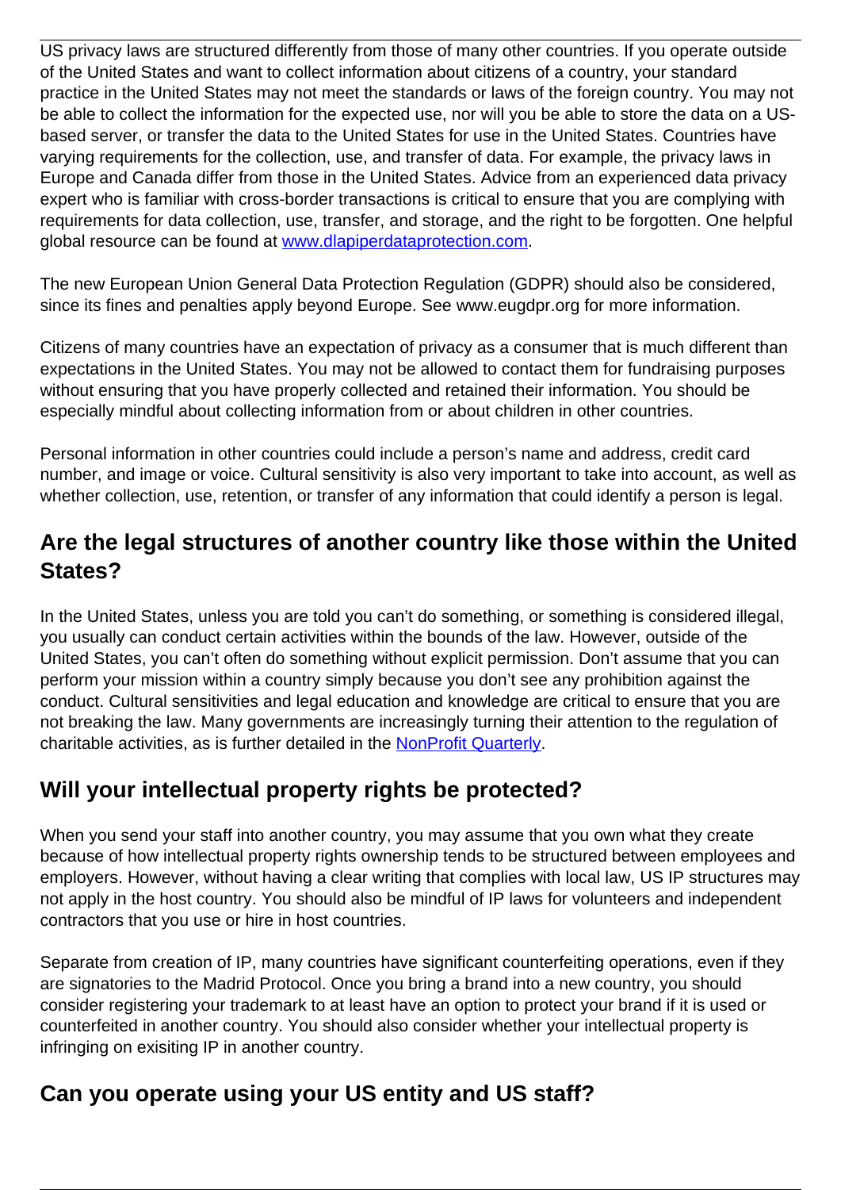US privacy laws are structured differently from those of many other countries. If you operate outside of the United States and want to collect information about citizens of a country, your standard practice in the United States may not meet the standards or laws of the foreign country. You may not be able to collect the information for the expected use, nor will you be able to store the data on a US-based server, or transfer the data to the United States for use in the United States. Countries have varying requirements for the collection, use, and transfer of data. For example, the privacy laws in Europe and Canada differ from those in the United States. Advice from an experienced data privacy expert who is familiar with cross-border transactions is critical to ensure that you are complying with requirements for data collection, use, transfer, and storage, and the right to be forgotten. One helpful global resource can be found at [www.dlapiperdataprotection.com](www.dlapiperdataprotection.com).

The new European Union General Data Protection Regulation (GDPR) should also be considered, since its fines and penalties apply beyond Europe. See www.eugdpr.org for more information.

Citizens of many countries have an expectation of privacy as a consumer that is much different than expectations in the United States. You may not be allowed to contact them for fundraising purposes without ensuring that you have properly collected and retained their information. You should be especially mindful about collecting information from or about children in other countries.

Personal information in other countries could include a person's name and address, credit card number, and image or voice. Cultural sensitivity is also very important to take into account, as well as whether collection, use, retention, or transfer of any information that could identify a person is legal.

## Are the legal structures of another country like those within the United States?

In the United States, unless you are told you can't do something, or something is considered illegal, you usually can conduct certain activities within the bounds of the law. However, outside of the United States, you can't often do something without explicit permission. Don't assume that you can perform your mission within a country simply because you don't see any prohibition against the conduct. Cultural sensitivities and legal education and knowledge are critical to ensure that you are not breaking the law. Many governments are increasingly turning their attention to the regulation of charitable activities, as is further detailed in the NonProfit Quarterly.

## Will your intellectual property rights be protected?

When you send your staff into another country, you may assume that you own what they create because of how intellectual property rights ownership tends to be structured between employees and employers. However, without having a clear writing that complies with local law, US IP structures may not apply in the host country. You should also be mindful of IP laws for volunteers and independent contractors that you use or hire in host countries.

Separate from creation of IP, many countries have significant counterfeiting operations, even if they are signatories to the Madrid Protocol. Once you bring a brand into a new country, you should consider registering your trademark to at least have an option to protect your brand if it is used or counterfeited in another country. You should also consider whether your intellectual property is infringing on exisiting IP in another country.

## Can you operate using your US entity and US staff?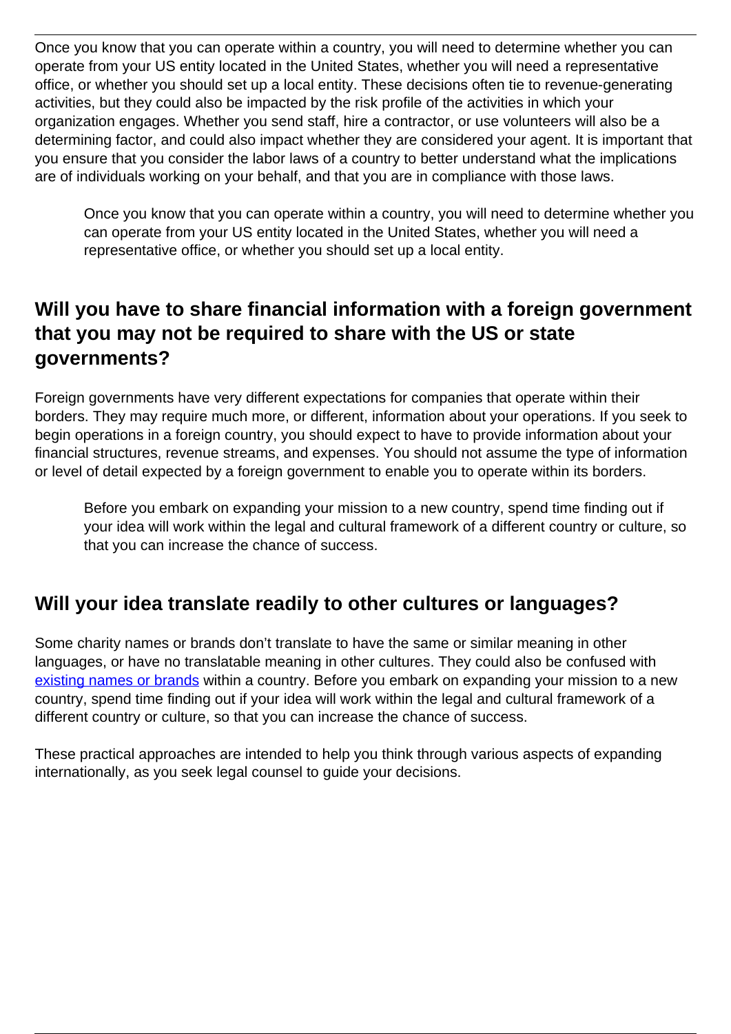Once you know that you can operate within a country, you will need to determine whether you can operate from your US entity located in the United States, whether you will need a representative office, or whether you should set up a local entity. These decisions often tie to revenue-generating activities, but they could also be impacted by the risk profile of the activities in which your organization engages. Whether you send staff, hire a contractor, or use volunteers will also be a determining factor, and could also impact whether they are considered your agent. It is important that you ensure that you consider the labor laws of a country to better understand what the implications are of individuals working on your behalf, and that you are in compliance with those laws.

> Once you know that you can operate within a country, you will need to determine whether you can operate from your US entity located in the United States, whether you will need a representative office, or whether you should set up a local entity.

## Will you have to share financial information with a foreign government that you may not be required to share with the US or state governments?

Foreign governments have very different expectations for companies that operate within their borders. They may require much more, or different, information about your operations. If you seek to begin operations in a foreign country, you should expect to have to provide information about your financial structures, revenue streams, and expenses. You should not assume the type of information or level of detail expected by a foreign government to enable you to operate within its borders.

> Before you embark on expanding your mission to a new country, spend time finding out if your idea will work within the legal and cultural framework of a different country or culture, so that you can increase the chance of success.

## Will your idea translate readily to other cultures or languages?

Some charity names or brands don't translate to have the same or similar meaning in other languages, or have no translatable meaning in other cultures. They could also be confused with existing names or brands within a country. Before you embark on expanding your mission to a new country, spend time finding out if your idea will work within the legal and cultural framework of a different country or culture, so that you can increase the chance of success.

These practical approaches are intended to help you think through various aspects of expanding internationally, as you seek legal counsel to guide your decisions.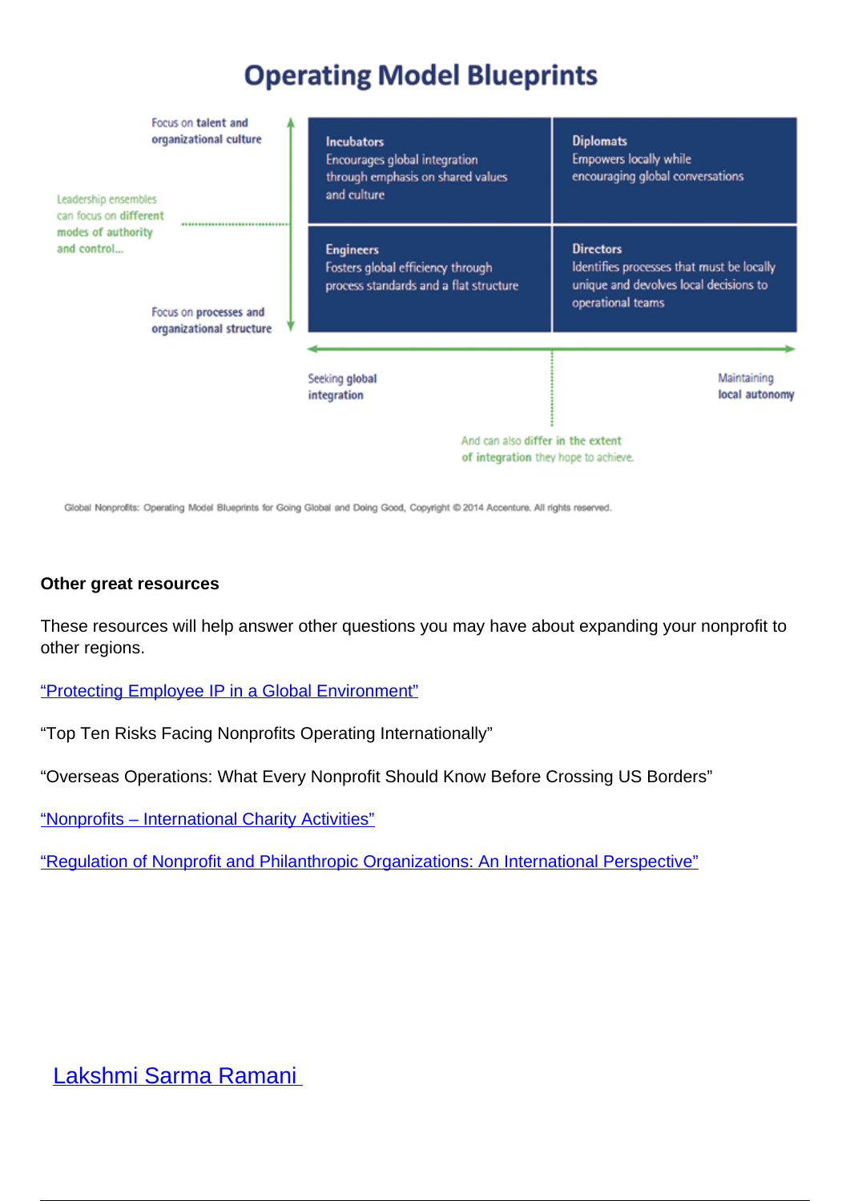## Operating Model Blueprints

Focus on talent and organizational culture

Leadership ensembles can focus on different modes of authority and control...

Focus on processes and organizational structure

| **Incubators** Encourages global integration through emphasis on shared values and culture | **Diplomats** Empowers locally while encouraging global conversations |
| --- | --- |
| **Engineers** Fosters global efficiency through process standards and a flat structure | **Directors** Identifies processes that must be locally unique and devolves local decisions to operational teams |

Seeking global integration — Maintaining local autonomy

And can also differ in the extent of integration they hope to achieve.

Global Nonprofits: Operating Model Blueprints for Going Global and Doing Good, Copyright © 2014 Accenture. All rights reserved.

**Other great resources**

These resources will help answer other questions you may have about expanding your nonprofit to other regions.

“Protecting Employee IP in a Global Environment”

“Top Ten Risks Facing Nonprofits Operating Internationally”

“Overseas Operations: What Every Nonprofit Should Know Before Crossing US Borders”

“Nonprofits – International Charity Activities”

“Regulation of Nonprofit and Philanthropic Organizations: An International Perspective”

Lakshmi Sarma Ramani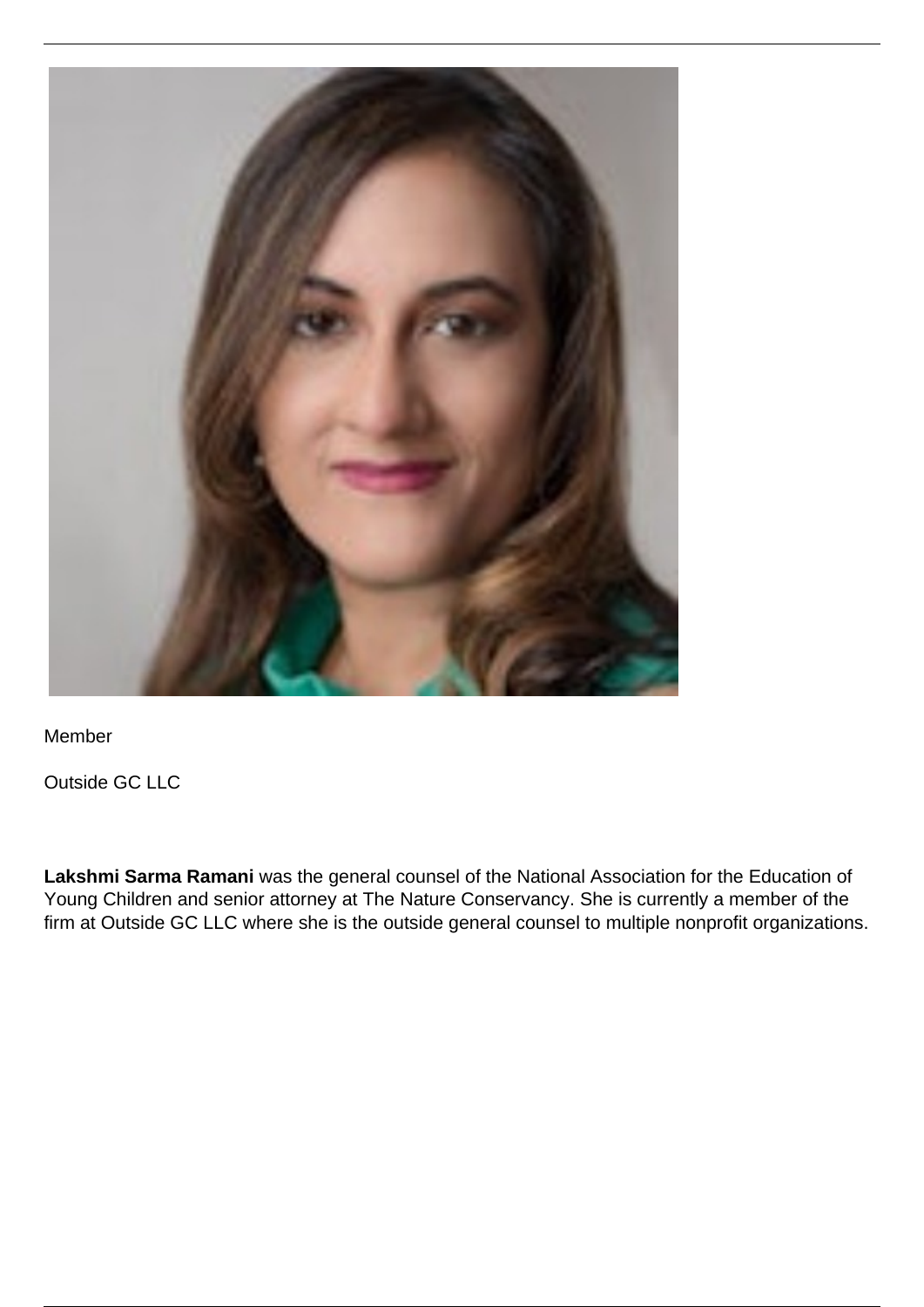Member

Outside GC LLC

**Lakshmi Sarma Ramani** was the general counsel of the National Association for the Education of Young Children and senior attorney at The Nature Conservancy. She is currently a member of the firm at Outside GC LLC where she is the outside general counsel to multiple nonprofit organizations.